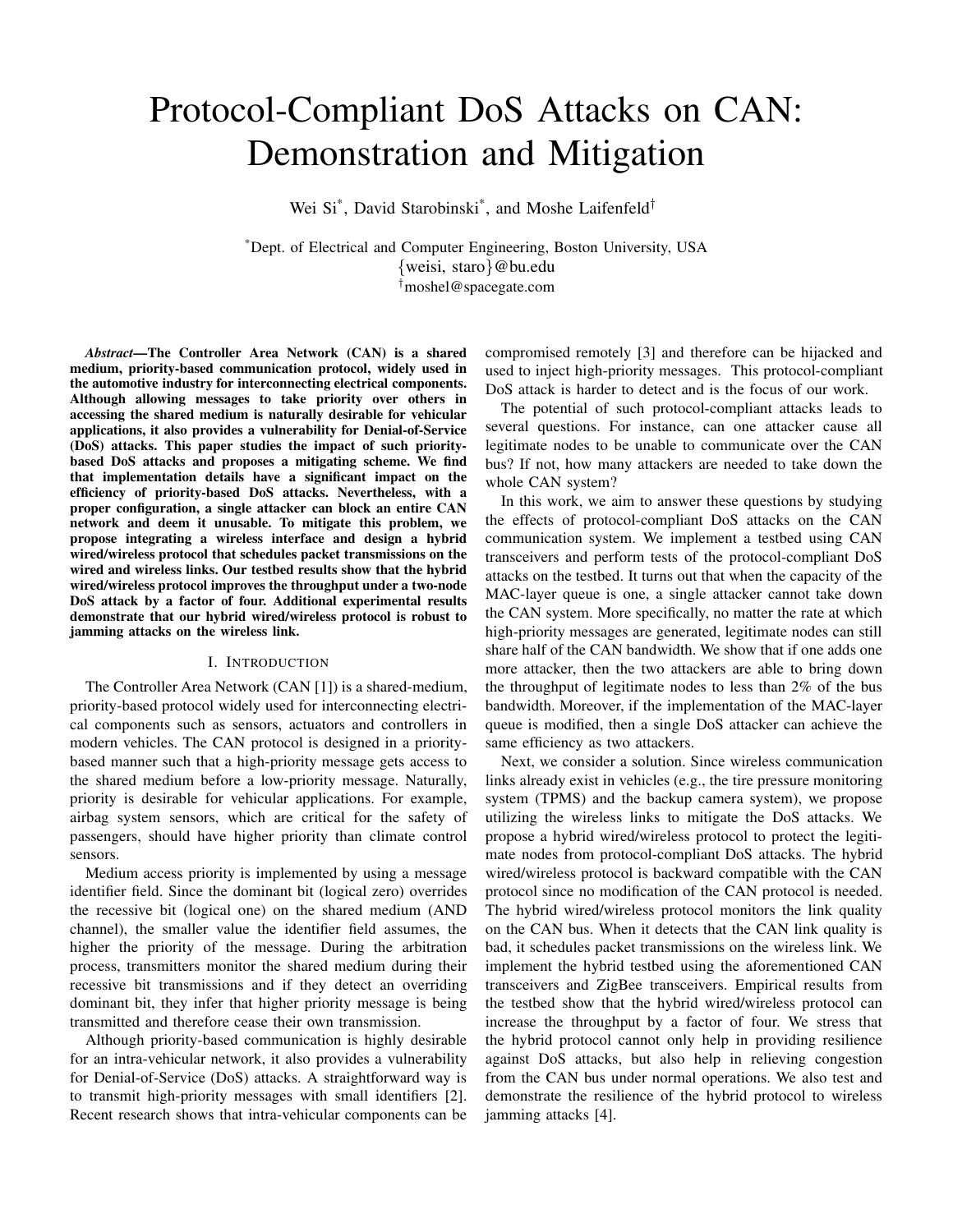# Protocol-Compliant DoS Attacks on CAN: Demonstration and Mitigation

Wei Si[*], David Starobinski[*], and Moshe Laifenfeld[†]

[*]Dept. of Electrical and Computer Engineering, Boston University, USA
{weisi, staro}@bu.edu
[†]moshel@spacegate.com

***Abstract*—The Controller Area Network (CAN) is a shared medium, priority-based communication protocol, widely used in the automotive industry for interconnecting electrical components. Although allowing messages to take priority over others in accessing the shared medium is naturally desirable for vehicular applications, it also provides a vulnerability for Denial-of-Service (DoS) attacks. This paper studies the impact of such priority-based DoS attacks and proposes a mitigating scheme. We find that implementation details have a significant impact on the efficiency of priority-based DoS attacks. Nevertheless, with a proper configuration, a single attacker can block an entire CAN network and deem it unusable. To mitigate this problem, we propose integrating a wireless interface and design a hybrid wired/wireless protocol that schedules packet transmissions on the wired and wireless links. Our testbed results show that the hybrid wired/wireless protocol improves the throughput under a two-node DoS attack by a factor of four. Additional experimental results demonstrate that our hybrid wired/wireless protocol is robust to jamming attacks on the wireless link.**

## I. Introduction

The Controller Area Network (CAN [1]) is a shared-medium, priority-based protocol widely used for interconnecting electrical components such as sensors, actuators and controllers in modern vehicles. The CAN protocol is designed in a priority-based manner such that a high-priority message gets access to the shared medium before a low-priority message. Naturally, priority is desirable for vehicular applications. For example, airbag system sensors, which are critical for the safety of passengers, should have higher priority than climate control sensors.

Medium access priority is implemented by using a message identifier field. Since the dominant bit (logical zero) overrides the recessive bit (logical one) on the shared medium (AND channel), the smaller value the identifier field assumes, the higher the priority of the message. During the arbitration process, transmitters monitor the shared medium during their recessive bit transmissions and if they detect an overriding dominant bit, they infer that higher priority message is being transmitted and therefore cease their own transmission.

Although priority-based communication is highly desirable for an intra-vehicular network, it also provides a vulnerability for Denial-of-Service (DoS) attacks. A straightforward way is to transmit high-priority messages with small identifiers [2]. Recent research shows that intra-vehicular components can be compromised remotely [3] and therefore can be hijacked and used to inject high-priority messages. This protocol-compliant DoS attack is harder to detect and is the focus of our work.

The potential of such protocol-compliant attacks leads to several questions. For instance, can one attacker cause all legitimate nodes to be unable to communicate over the CAN bus? If not, how many attackers are needed to take down the whole CAN system?

In this work, we aim to answer these questions by studying the effects of protocol-compliant DoS attacks on the CAN communication system. We implement a testbed using CAN transceivers and perform tests of the protocol-compliant DoS attacks on the testbed. It turns out that when the capacity of the MAC-layer queue is one, a single attacker cannot take down the CAN system. More specifically, no matter the rate at which high-priority messages are generated, legitimate nodes can still share half of the CAN bandwidth. We show that if one adds one more attacker, then the two attackers are able to bring down the throughput of legitimate nodes to less than 2% of the bus bandwidth. Moreover, if the implementation of the MAC-layer queue is modified, then a single DoS attacker can achieve the same efficiency as two attackers.

Next, we consider a solution. Since wireless communication links already exist in vehicles (e.g., the tire pressure monitoring system (TPMS) and the backup camera system), we propose utilizing the wireless links to mitigate the DoS attacks. We propose a hybrid wired/wireless protocol to protect the legitimate nodes from protocol-compliant DoS attacks. The hybrid wired/wireless protocol is backward compatible with the CAN protocol since no modification of the CAN protocol is needed. The hybrid wired/wireless protocol monitors the link quality on the CAN bus. When it detects that the CAN link quality is bad, it schedules packet transmissions on the wireless link. We implement the hybrid testbed using the aforementioned CAN transceivers and ZigBee transceivers. Empirical results from the testbed show that the hybrid wired/wireless protocol can increase the throughput by a factor of four. We stress that the hybrid protocol cannot only help in providing resilience against DoS attacks, but also help in relieving congestion from the CAN bus under normal operations. We also test and demonstrate the resilience of the hybrid protocol to wireless jamming attacks [4].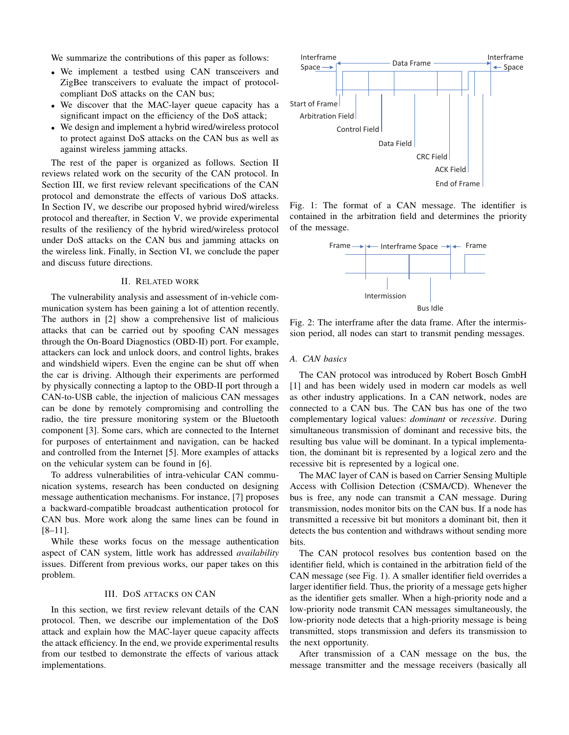We summarize the contributions of this paper as follows:

- We implement a testbed using CAN transceivers and ZigBee transceivers to evaluate the impact of protocol-compliant DoS attacks on the CAN bus;
- We discover that the MAC-layer queue capacity has a significant impact on the efficiency of the DoS attack;
- We design and implement a hybrid wired/wireless protocol to protect against DoS attacks on the CAN bus as well as against wireless jamming attacks.

The rest of the paper is organized as follows. Section II reviews related work on the security of the CAN protocol. In Section III, we first review relevant specifications of the CAN protocol and demonstrate the effects of various DoS attacks. In Section IV, we describe our proposed hybrid wired/wireless protocol and thereafter, in Section V, we provide experimental results of the resiliency of the hybrid wired/wireless protocol under DoS attacks on the CAN bus and jamming attacks on the wireless link. Finally, in Section VI, we conclude the paper and discuss future directions.

## II. Related work

The vulnerability analysis and assessment of in-vehicle communication system has been gaining a lot of attention recently. The authors in [2] show a comprehensive list of malicious attacks that can be carried out by spoofing CAN messages through the On-Board Diagnostics (OBD-II) port. For example, attackers can lock and unlock doors, and control lights, brakes and windshield wipers. Even the engine can be shut off when the car is driving. Although their experiments are performed by physically connecting a laptop to the OBD-II port through a CAN-to-USB cable, the injection of malicious CAN messages can be done by remotely compromising and controlling the radio, the tire pressure monitoring system or the Bluetooth component [3]. Some cars, which are connected to the Internet for purposes of entertainment and navigation, can be hacked and controlled from the Internet [5]. More examples of attacks on the vehicular system can be found in [6].

To address vulnerabilities of intra-vehicular CAN communication systems, research has been conducted on designing message authentication mechanisms. For instance, [7] proposes a backward-compatible broadcast authentication protocol for CAN bus. More work along the same lines can be found in [8–11].

While these works focus on the message authentication aspect of CAN system, little work has addressed *availability* issues. Different from previous works, our paper takes on this problem.

## III. DoS attacks on CAN

In this section, we first review relevant details of the CAN protocol. Then, we describe our implementation of the DoS attack and explain how the MAC-layer queue capacity affects the attack efficiency. In the end, we provide experimental results from our testbed to demonstrate the effects of various attack implementations.

Fig. 1: The format of a CAN message. The identifier is contained in the arbitration field and determines the priority of the message.

Fig. 2: The interframe after the data frame. After the intermission period, all nodes can start to transmit pending messages.

### A. CAN basics

The CAN protocol was introduced by Robert Bosch GmbH [1] and has been widely used in modern car models as well as other industry applications. In a CAN network, nodes are connected to a CAN bus. The CAN bus has one of the two complementary logical values: *dominant* or *recessive*. During simultaneous transmission of dominant and recessive bits, the resulting bus value will be dominant. In a typical implementation, the dominant bit is represented by a logical zero and the recessive bit is represented by a logical one.

The MAC layer of CAN is based on Carrier Sensing Multiple Access with Collision Detection (CSMA/CD). Whenever the bus is free, any node can transmit a CAN message. During transmission, nodes monitor bits on the CAN bus. If a node has transmitted a recessive bit but monitors a dominant bit, then it detects the bus contention and withdraws without sending more bits.

The CAN protocol resolves bus contention based on the identifier field, which is contained in the arbitration field of the CAN message (see Fig. 1). A smaller identifier field overrides a larger identifier field. Thus, the priority of a message gets higher as the identifier gets smaller. When a high-priority node and a low-priority node transmit CAN messages simultaneously, the low-priority node detects that a high-priority message is being transmitted, stops transmission and defers its transmission to the next opportunity.

After transmission of a CAN message on the bus, the message transmitter and the message receivers (basically all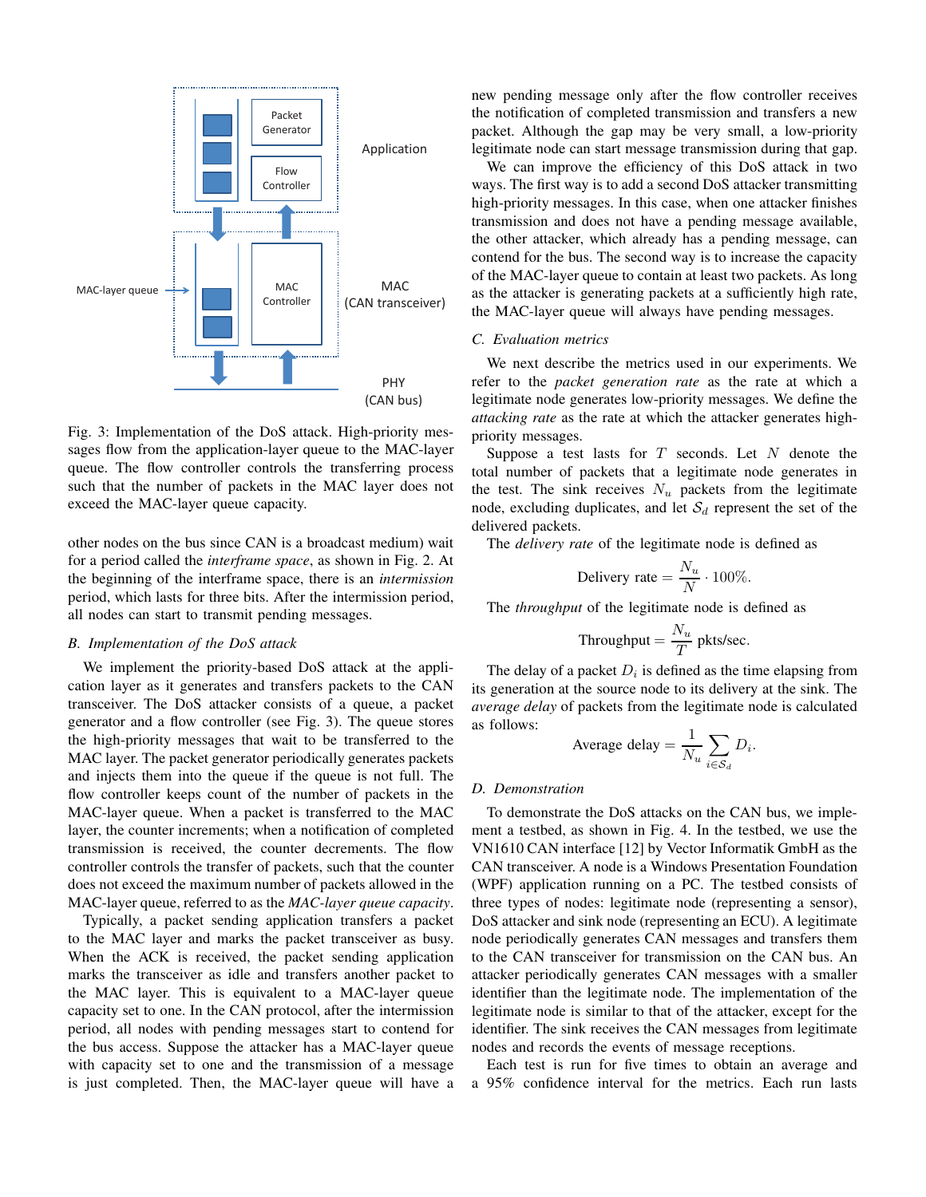Fig. 3: Implementation of the DoS attack. High-priority messages flow from the application-layer queue to the MAC-layer queue. The flow controller controls the transferring process such that the number of packets in the MAC layer does not exceed the MAC-layer queue capacity.

other nodes on the bus since CAN is a broadcast medium) wait for a period called the *interframe space*, as shown in Fig. 2. At the beginning of the interframe space, there is an *intermission* period, which lasts for three bits. After the intermission period, all nodes can start to transmit pending messages.

### B. Implementation of the DoS attack

We implement the priority-based DoS attack at the application layer as it generates and transfers packets to the CAN transceiver. The DoS attacker consists of a queue, a packet generator and a flow controller (see Fig. 3). The queue stores the high-priority messages that wait to be transferred to the MAC layer. The packet generator periodically generates packets and injects them into the queue if the queue is not full. The flow controller keeps count of the number of packets in the MAC-layer queue. When a packet is transferred to the MAC layer, the counter increments; when a notification of completed transmission is received, the counter decrements. The flow controller controls the transfer of packets, such that the counter does not exceed the maximum number of packets allowed in the MAC-layer queue, referred to as the *MAC-layer queue capacity*.

Typically, a packet sending application transfers a packet to the MAC layer and marks the packet transceiver as busy. When the ACK is received, the packet sending application marks the transceiver as idle and transfers another packet to the MAC layer. This is equivalent to a MAC-layer queue capacity set to one. In the CAN protocol, after the intermission period, all nodes with pending messages start to contend for the bus access. Suppose the attacker has a MAC-layer queue with capacity set to one and the transmission of a message is just completed. Then, the MAC-layer queue will have a new pending message only after the flow controller receives the notification of completed transmission and transfers a new packet. Although the gap may be very small, a low-priority legitimate node can start message transmission during that gap.

We can improve the efficiency of this DoS attack in two ways. The first way is to add a second DoS attacker transmitting high-priority messages. In this case, when one attacker finishes transmission and does not have a pending message available, the other attacker, which already has a pending message, can contend for the bus. The second way is to increase the capacity of the MAC-layer queue to contain at least two packets. As long as the attacker is generating packets at a sufficiently high rate, the MAC-layer queue will always have pending messages.

### C. Evaluation metrics

We next describe the metrics used in our experiments. We refer to the *packet generation rate* as the rate at which a legitimate node generates low-priority messages. We define the *attacking rate* as the rate at which the attacker generates high-priority messages.

Suppose a test lasts for $T$ seconds. Let $N$ denote the total number of packets that a legitimate node generates in the test. The sink receives $N_u$ packets from the legitimate node, excluding duplicates, and let $\mathcal{S}_d$ represent the set of the delivered packets.

The *delivery rate* of the legitimate node is defined as

$$\text{Delivery rate} = \frac{N_u}{N} \cdot 100\%.$$

The *throughput* of the legitimate node is defined as

$$\text{Throughput} = \frac{N_u}{T} \text{ pkts/sec.}$$

The delay of a packet $D_i$ is defined as the time elapsing from its generation at the source node to its delivery at the sink. The *average delay* of packets from the legitimate node is calculated as follows:

$$\text{Average delay} = \frac{1}{N_u} \sum_{i \in \mathcal{S}_d} D_i.$$

### D. Demonstration

To demonstrate the DoS attacks on the CAN bus, we implement a testbed, as shown in Fig. 4. In the testbed, we use the VN1610 CAN interface [12] by Vector Informatik GmbH as the CAN transceiver. A node is a Windows Presentation Foundation (WPF) application running on a PC. The testbed consists of three types of nodes: legitimate node (representing a sensor), DoS attacker and sink node (representing an ECU). A legitimate node periodically generates CAN messages and transfers them to the CAN transceiver for transmission on the CAN bus. An attacker periodically generates CAN messages with a smaller identifier than the legitimate node. The implementation of the legitimate node is similar to that of the attacker, except for the identifier. The sink receives the CAN messages from legitimate nodes and records the events of message receptions.

Each test is run for five times to obtain an average and a 95% confidence interval for the metrics. Each run lasts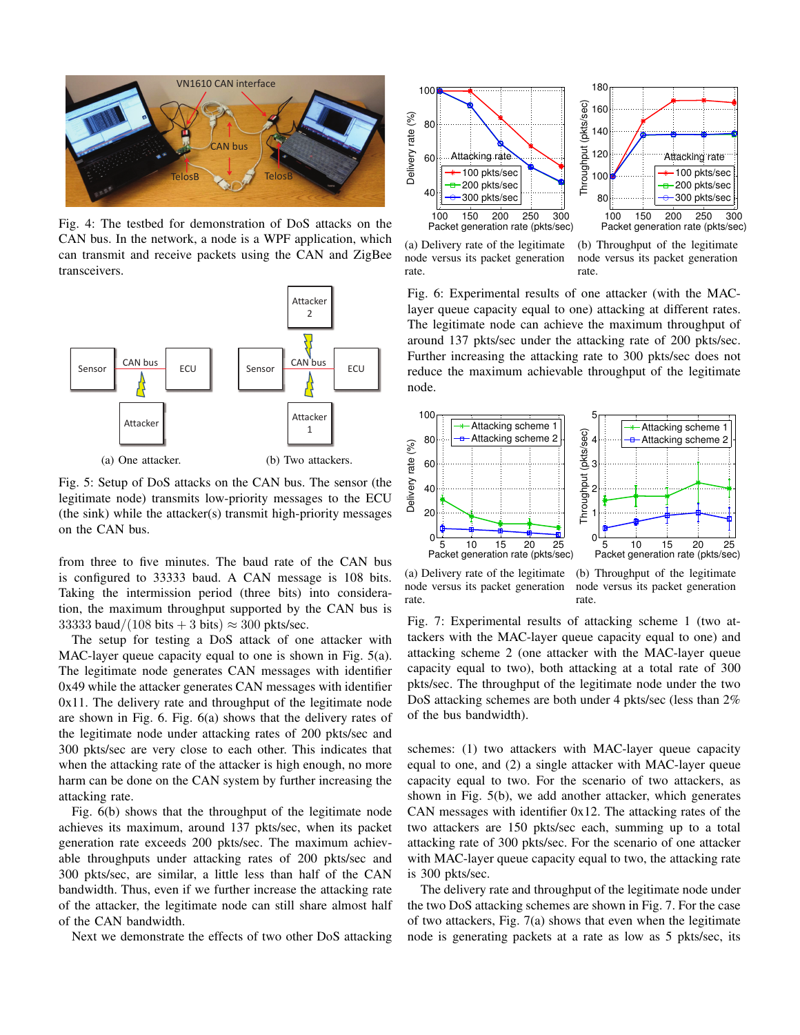Fig. 4: The testbed for demonstration of DoS attacks on the CAN bus. In the network, a node is a WPF application, which can transmit and receive packets using the CAN and ZigBee transceivers.

(a) One attacker. (b) Two attackers.

Fig. 5: Setup of DoS attacks on the CAN bus. The sensor (the legitimate node) transmits low-priority messages to the ECU (the sink) while the attacker(s) transmit high-priority messages on the CAN bus.

from three to five minutes. The baud rate of the CAN bus is configured to 33333 baud. A CAN message is 108 bits. Taking the intermission period (three bits) into consideration, the maximum throughput supported by the CAN bus is 33333 baud$/(108 \text{ bits} + 3 \text{ bits}) \approx 300$ pkts/sec.

The setup for testing a DoS attack of one attacker with MAC-layer queue capacity equal to one is shown in Fig. 5(a). The legitimate node generates CAN messages with identifier 0x49 while the attacker generates CAN messages with identifier 0x11. The delivery rate and throughput of the legitimate node are shown in Fig. 6. Fig. 6(a) shows that the delivery rates of the legitimate node under attacking rates of 200 pkts/sec and 300 pkts/sec are very close to each other. This indicates that when the attacking rate of the attacker is high enough, no more harm can be done on the CAN system by further increasing the attacking rate.

Fig. 6(b) shows that the throughput of the legitimate node achieves its maximum, around 137 pkts/sec, when its packet generation rate exceeds 200 pkts/sec. The maximum achievable throughputs under attacking rates of 200 pkts/sec and 300 pkts/sec, are similar, a little less than half of the CAN bandwidth. Thus, even if we further increase the attacking rate of the attacker, the legitimate node can still share almost half of the CAN bandwidth.

Next we demonstrate the effects of two other DoS attacking

(a) Delivery rate of the legitimate node versus its packet generation rate.

(b) Throughput of the legitimate node versus its packet generation rate.

Fig. 6: Experimental results of one attacker (with the MAC-layer queue capacity equal to one) attacking at different rates. The legitimate node can achieve the maximum throughput of around 137 pkts/sec under the attacking rate of 200 pkts/sec. Further increasing the attacking rate to 300 pkts/sec does not reduce the maximum achievable throughput of the legitimate node.

(a) Delivery rate of the legitimate node versus its packet generation rate.

(b) Throughput of the legitimate node versus its packet generation rate.

Fig. 7: Experimental results of attacking scheme 1 (two attackers with the MAC-layer queue capacity equal to one) and attacking scheme 2 (one attacker with the MAC-layer queue capacity equal to two), both attacking at a total rate of 300 pkts/sec. The throughput of the legitimate node under the two DoS attacking schemes are both under 4 pkts/sec (less than 2% of the bus bandwidth).

schemes: (1) two attackers with MAC-layer queue capacity equal to one, and (2) a single attacker with MAC-layer queue capacity equal to two. For the scenario of two attackers, as shown in Fig. 5(b), we add another attacker, which generates CAN messages with identifier 0x12. The attacking rates of the two attackers are 150 pkts/sec each, summing up to a total attacking rate of 300 pkts/sec. For the scenario of one attacker with MAC-layer queue capacity equal to two, the attacking rate is 300 pkts/sec.

The delivery rate and throughput of the legitimate node under the two DoS attacking schemes are shown in Fig. 7. For the case of two attackers, Fig. 7(a) shows that even when the legitimate node is generating packets at a rate as low as 5 pkts/sec, its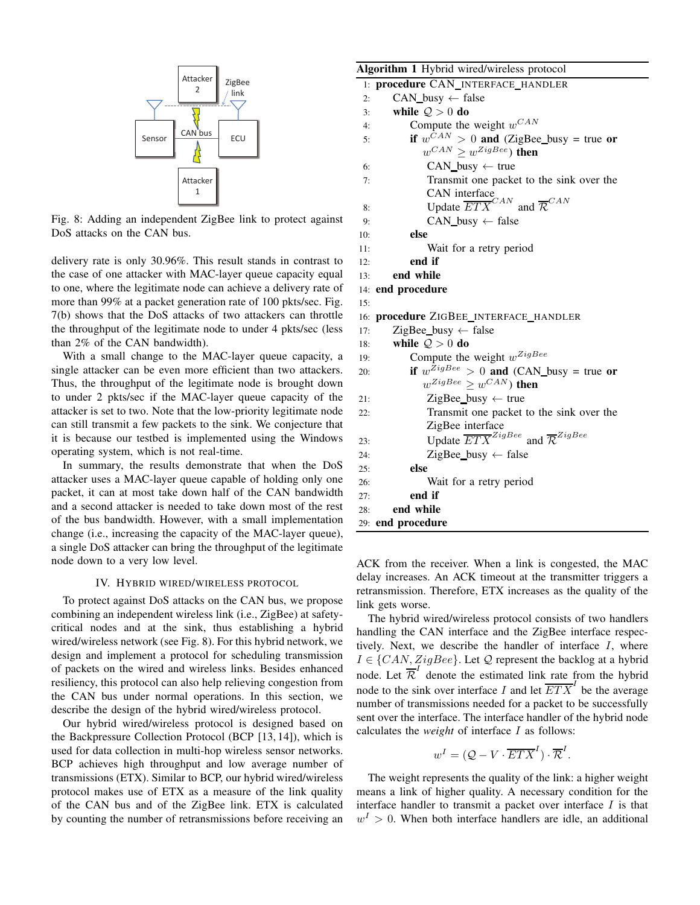Fig. 8: Adding an independent ZigBee link to protect against DoS attacks on the CAN bus.

delivery rate is only 30.96%. This result stands in contrast to the case of one attacker with MAC-layer queue capacity equal to one, where the legitimate node can achieve a delivery rate of more than 99% at a packet generation rate of 100 pkts/sec. Fig. 7(b) shows that the DoS attacks of two attackers can throttle the throughput of the legitimate node to under 4 pkts/sec (less than 2% of the CAN bandwidth).

With a small change to the MAC-layer queue capacity, a single attacker can be even more efficient than two attackers. Thus, the throughput of the legitimate node is brought down to under 2 pkts/sec if the MAC-layer queue capacity of the attacker is set to two. Note that the low-priority legitimate node can still transmit a few packets to the sink. We conjecture that it is because our testbed is implemented using the Windows operating system, which is not real-time.

In summary, the results demonstrate that when the DoS attacker uses a MAC-layer queue capable of holding only one packet, it can at most take down half of the CAN bandwidth and a second attacker is needed to take down most of the rest of the bus bandwidth. However, with a small implementation change (i.e., increasing the capacity of the MAC-layer queue), a single DoS attacker can bring the throughput of the legitimate node down to a very low level.

## IV. Hybrid Wired/Wireless Protocol

To protect against DoS attacks on the CAN bus, we propose combining an independent wireless link (i.e., ZigBee) at safety-critical nodes and at the sink, thus establishing a hybrid wired/wireless network (see Fig. 8). For this hybrid network, we design and implement a protocol for scheduling transmission of packets on the wired and wireless links. Besides enhanced resiliency, this protocol can also help relieving congestion from the CAN bus under normal operations. In this section, we describe the design of the hybrid wired/wireless protocol.

Our hybrid wired/wireless protocol is designed based on the Backpressure Collection Protocol (BCP [13, 14]), which is used for data collection in multi-hop wireless sensor networks. BCP achieves high throughput and low average number of transmissions (ETX). Similar to BCP, our hybrid wired/wireless protocol makes use of ETX as a measure of the link quality of the CAN bus and of the ZigBee link. ETX is calculated by counting the number of retransmissions before receiving an ACK from the receiver. When a link is congested, the MAC delay increases. An ACK timeout at the transmitter triggers a retransmission. Therefore, ETX increases as the quality of the link gets worse.

**Algorithm 1** Hybrid wired/wireless protocol

```
 1: procedure CAN_INTERFACE_HANDLER
 2:     CAN_busy ← false
 3:     while Q > 0 do
 4:         Compute the weight w^CAN
 5:         if w^CAN > 0 and (ZigBee_busy = true or
                w^CAN ≥ w^ZigBee) then
 6:             CAN_busy ← true
 7:             Transmit one packet to the sink over the
                CAN interface
 8:             Update ETX^CAN and R^CAN
 9:             CAN_busy ← false
10:         else
11:             Wait for a retry period
12:         end if
13:     end while
14: end procedure
15:
16: procedure ZIGBEE_INTERFACE_HANDLER
17:     ZigBee_busy ← false
18:     while Q > 0 do
19:         Compute the weight w^ZigBee
20:         if w^ZigBee > 0 and (CAN_busy = true or
                w^ZigBee ≥ w^CAN) then
21:             ZigBee_busy ← true
22:             Transmit one packet to the sink over the
                ZigBee interface
23:             Update ETX^ZigBee and R^ZigBee
24:             ZigBee_busy ← false
25:         else
26:             Wait for a retry period
27:         end if
28:     end while
29: end procedure
```

The hybrid wired/wireless protocol consists of two handlers handling the CAN interface and the ZigBee interface respectively. Next, we describe the handler of interface $I$, where $I \in \{CAN, ZigBee\}$. Let $\mathcal{Q}$ represent the backlog at a hybrid node. Let $\overline{\mathcal{R}}^I$ denote the estimated link rate from the hybrid node to the sink over interface $I$ and let $\overline{ETX}^I$ be the average number of transmissions needed for a packet to be successfully sent over the interface. The interface handler of the hybrid node calculates the *weight* of interface $I$ as follows:

$$w^I = (\mathcal{Q} - V \cdot \overline{ETX}^I) \cdot \overline{\mathcal{R}}^I.$$

The weight represents the quality of the link: a higher weight means a link of higher quality. A necessary condition for the interface handler to transmit a packet over interface $I$ is that $w^I > 0$. When both interface handlers are idle, an additional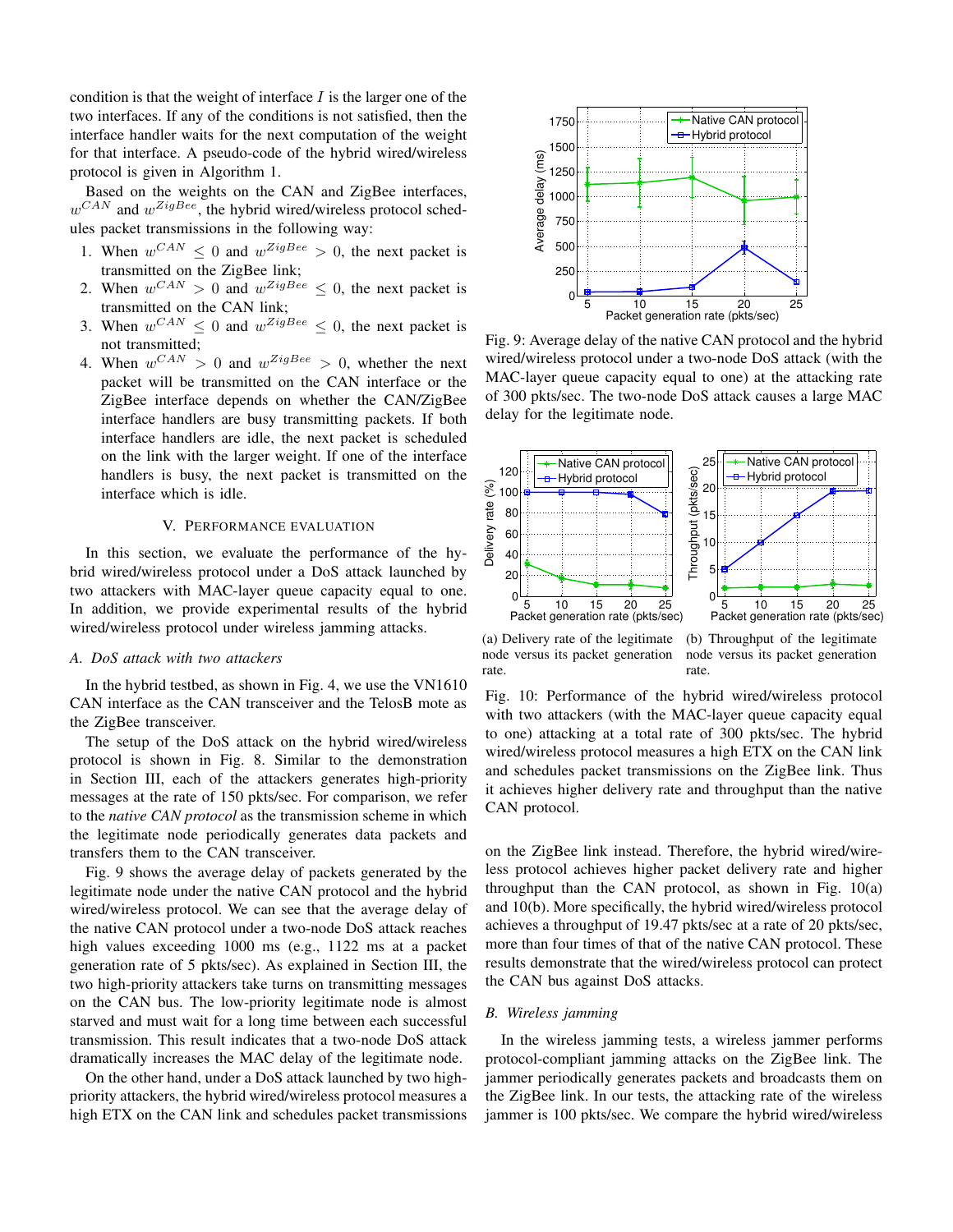condition is that the weight of interface $I$ is the larger one of the two interfaces. If any of the conditions is not satisfied, then the interface handler waits for the next computation of the weight for that interface. A pseudo-code of the hybrid wired/wireless protocol is given in Algorithm 1.

Based on the weights on the CAN and ZigBee interfaces, $w^{CAN}$ and $w^{ZigBee}$, the hybrid wired/wireless protocol schedules packet transmissions in the following way:

1. When $w^{CAN} \leq 0$ and $w^{ZigBee} > 0$, the next packet is transmitted on the ZigBee link;
2. When $w^{CAN} > 0$ and $w^{ZigBee} \leq 0$, the next packet is transmitted on the CAN link;
3. When $w^{CAN} \leq 0$ and $w^{ZigBee} \leq 0$, the next packet is not transmitted;
4. When $w^{CAN} > 0$ and $w^{ZigBee} > 0$, whether the next packet will be transmitted on the CAN interface or the ZigBee interface depends on whether the CAN/ZigBee interface handlers are busy transmitting packets. If both interface handlers are idle, the next packet is scheduled on the link with the larger weight. If one of the interface handlers is busy, the next packet is transmitted on the interface which is idle.

## V. Performance Evaluation

In this section, we evaluate the performance of the hybrid wired/wireless protocol under a DoS attack launched by two attackers with MAC-layer queue capacity equal to one. In addition, we provide experimental results of the hybrid wired/wireless protocol under wireless jamming attacks.

### *A. DoS attack with two attackers*

In the hybrid testbed, as shown in Fig. 4, we use the VN1610 CAN interface as the CAN transceiver and the TelosB mote as the ZigBee transceiver.

The setup of the DoS attack on the hybrid wired/wireless protocol is shown in Fig. 8. Similar to the demonstration in Section III, each of the attackers generates high-priority messages at the rate of 150 pkts/sec. For comparison, we refer to the *native CAN protocol* as the transmission scheme in which the legitimate node periodically generates data packets and transfers them to the CAN transceiver.

Fig. 9 shows the average delay of packets generated by the legitimate node under the native CAN protocol and the hybrid wired/wireless protocol. We can see that the average delay of the native CAN protocol under a two-node DoS attack reaches high values exceeding 1000 ms (e.g., 1122 ms at a packet generation rate of 5 pkts/sec). As explained in Section III, the two high-priority attackers take turns on transmitting messages on the CAN bus. The low-priority legitimate node is almost starved and must wait for a long time between each successful transmission. This result indicates that a two-node DoS attack dramatically increases the MAC delay of the legitimate node.

On the other hand, under a DoS attack launched by two high-priority attackers, the hybrid wired/wireless protocol measures a high ETX on the CAN link and schedules packet transmissions on the ZigBee link instead. Therefore, the hybrid wired/wireless protocol achieves higher packet delivery rate and higher throughput than the CAN protocol, as shown in Fig. 10(a) and 10(b). More specifically, the hybrid wired/wireless protocol achieves a throughput of 19.47 pkts/sec at a rate of 20 pkts/sec, more than four times of that of the native CAN protocol. These results demonstrate that the wired/wireless protocol can protect the CAN bus against DoS attacks.

Fig. 9: Average delay of the native CAN protocol and the hybrid wired/wireless protocol under a two-node DoS attack (with the MAC-layer queue capacity equal to one) at the attacking rate of 300 pkts/sec. The two-node DoS attack causes a large MAC delay for the legitimate node.

(a) Delivery rate of the legitimate node versus its packet generation rate.

(b) Throughput of the legitimate node versus its packet generation rate.

Fig. 10: Performance of the hybrid wired/wireless protocol with two attackers (with the MAC-layer queue capacity equal to one) attacking at a total rate of 300 pkts/sec. The hybrid wired/wireless protocol measures a high ETX on the CAN link and schedules packet transmissions on the ZigBee link. Thus it achieves higher delivery rate and throughput than the native CAN protocol.

### *B. Wireless jamming*

In the wireless jamming tests, a wireless jammer performs protocol-compliant jamming attacks on the ZigBee link. The jammer periodically generates packets and broadcasts them on the ZigBee link. In our tests, the attacking rate of the wireless jammer is 100 pkts/sec. We compare the hybrid wired/wireless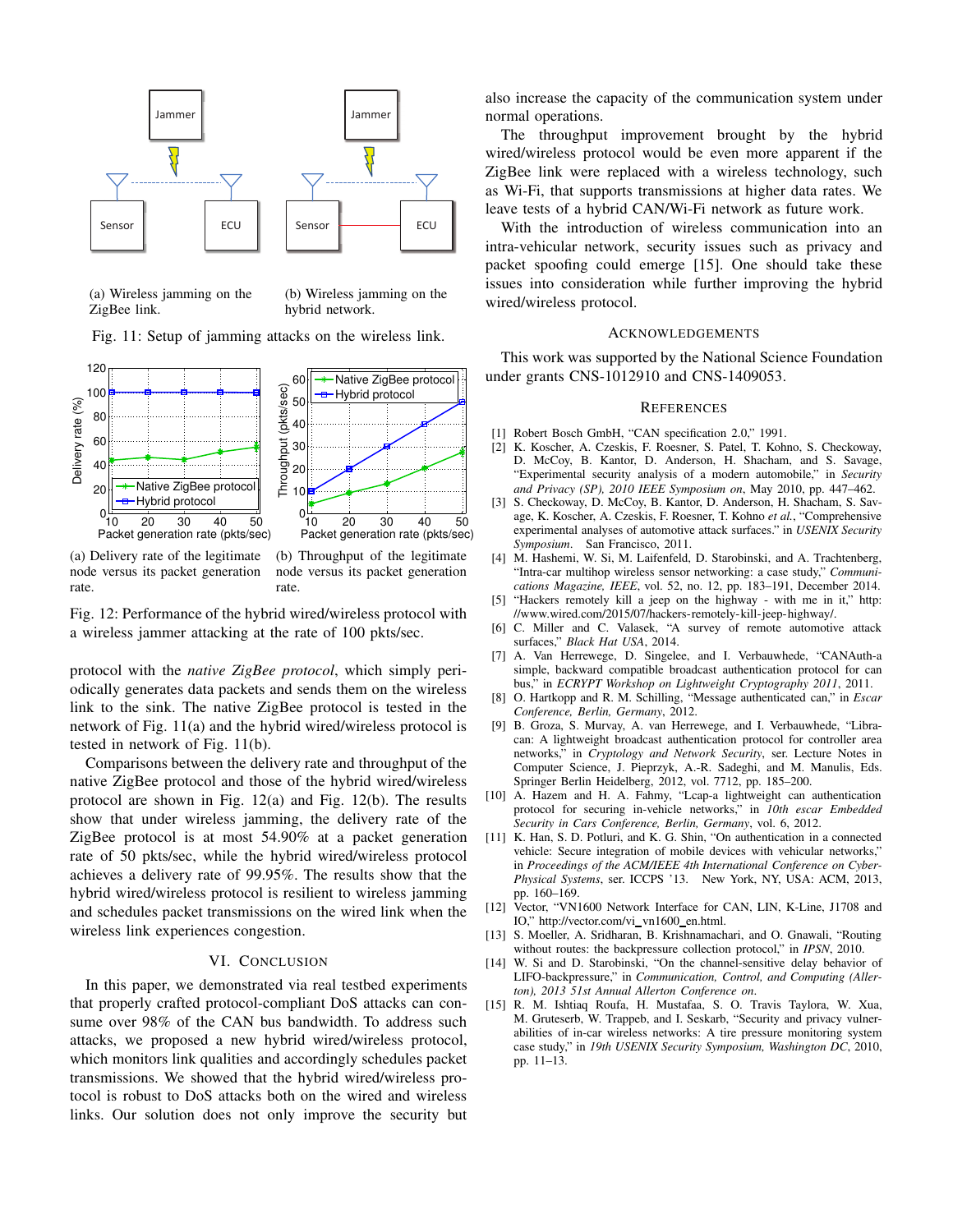Jammer

Sensor

ECU

(a) Wireless jamming on the ZigBee link.

Jammer

Sensor

ECU

(b) Wireless jamming on the hybrid network.

Fig. 11: Setup of jamming attacks on the wireless link.

Delivery rate (%)

120
100
80
60
40
20
0

10 20 30 40 50

Packet generation rate (pkts/sec)

Native ZigBee protocol
Hybrid protocol

(a) Delivery rate of the legitimate node versus its packet generation rate.

Throughput (pkts/sec)

60
50
40
30
20
10
0

10 20 30 40 50

Packet generation rate (pkts/sec)

Native ZigBee protocol
Hybrid protocol

(b) Throughput of the legitimate node versus its packet generation rate.

Fig. 12: Performance of the hybrid wired/wireless protocol with a wireless jammer attacking at the rate of 100 pkts/sec.

protocol with the *native ZigBee protocol*, which simply periodically generates data packets and sends them on the wireless link to the sink. The native ZigBee protocol is tested in the network of Fig. 11(a) and the hybrid wired/wireless protocol is tested in network of Fig. 11(b).

Comparisons between the delivery rate and throughput of the native ZigBee protocol and those of the hybrid wired/wireless protocol are shown in Fig. 12(a) and Fig. 12(b). The results show that under wireless jamming, the delivery rate of the ZigBee protocol is at most 54.90% at a packet generation rate of 50 pkts/sec, while the hybrid wired/wireless protocol achieves a delivery rate of 99.95%. The results show that the hybrid wired/wireless protocol is resilient to wireless jamming and schedules packet transmissions on the wired link when the wireless link experiences congestion.

## VI. Conclusion

In this paper, we demonstrated via real testbed experiments that properly crafted protocol-compliant DoS attacks can consume over 98% of the CAN bus bandwidth. To address such attacks, we proposed a new hybrid wired/wireless protocol, which monitors link qualities and accordingly schedules packet transmissions. We showed that the hybrid wired/wireless protocol is robust to DoS attacks both on the wired and wireless links. Our solution does not only improve the security but also increase the capacity of the communication system under normal operations.

The throughput improvement brought by the hybrid wired/wireless protocol would be even more apparent if the ZigBee link were replaced with a wireless technology, such as Wi-Fi, that supports transmissions at higher data rates. We leave tests of a hybrid CAN/Wi-Fi network as future work.

With the introduction of wireless communication into an intra-vehicular network, security issues such as privacy and packet spoofing could emerge [15]. One should take these issues into consideration while further improving the hybrid wired/wireless protocol.

## Acknowledgements

This work was supported by the National Science Foundation under grants CNS-1012910 and CNS-1409053.

## References

[1] Robert Bosch GmbH, "CAN specification 2.0," 1991.

[2] K. Koscher, A. Czeskis, F. Roesner, S. Patel, T. Kohno, S. Checkoway, D. McCoy, B. Kantor, D. Anderson, H. Shacham, and S. Savage, "Experimental security analysis of a modern automobile," in *Security and Privacy (SP), 2010 IEEE Symposium on*, May 2010, pp. 447–462.

[3] S. Checkoway, D. McCoy, B. Kantor, D. Anderson, H. Shacham, S. Savage, K. Koscher, A. Czeskis, F. Roesner, T. Kohno *et al.*, "Comprehensive experimental analyses of automotive attack surfaces." in *USENIX Security Symposium*. San Francisco, 2011.

[4] M. Hashemi, W. Si, M. Laifenfeld, D. Starobinski, and A. Trachtenberg, "Intra-car multihop wireless sensor networking: a case study," *Communications Magazine, IEEE*, vol. 52, no. 12, pp. 183–191, December 2014.

[5] "Hackers remotely kill a jeep on the highway - with me in it," http://www.wired.com/2015/07/hackers-remotely-kill-jeep-highway/.

[6] C. Miller and C. Valasek, "A survey of remote automotive attack surfaces," *Black Hat USA*, 2014.

[7] A. Van Herrewege, D. Singelee, and I. Verbauwhede, "CANAuth-a simple, backward compatible broadcast authentication protocol for can bus," in *ECRYPT Workshop on Lightweight Cryptography 2011*, 2011.

[8] O. Hartkopp and R. M. Schilling, "Message authenticated can," in *Escar Conference, Berlin, Germany*, 2012.

[9] B. Groza, S. Murvay, A. van Herrewege, and I. Verbauwhede, "Libra-can: A lightweight broadcast authentication protocol for controller area networks," in *Cryptology and Network Security*, ser. Lecture Notes in Computer Science, J. Pieprzyk, A.-R. Sadeghi, and M. Manulis, Eds. Springer Berlin Heidelberg, 2012, vol. 7712, pp. 185–200.

[10] A. Hazem and H. A. Fahmy, "Lcap-a lightweight can authentication protocol for securing in-vehicle networks," in *10th escar Embedded Security in Cars Conference, Berlin, Germany*, vol. 6, 2012.

[11] K. Han, S. D. Potluri, and K. G. Shin, "On authentication in a connected vehicle: Secure integration of mobile devices with vehicular networks," in *Proceedings of the ACM/IEEE 4th International Conference on Cyber-Physical Systems*, ser. ICCPS '13. New York, NY, USA: ACM, 2013, pp. 160–169.

[12] Vector, "VN1600 Network Interface for CAN, LIN, K-Line, J1708 and IO," http://vector.com/vi_vn1600_en.html.

[13] S. Moeller, A. Sridharan, B. Krishnamachari, and O. Gnawali, "Routing without routes: the backpressure collection protocol," in *IPSN*, 2010.

[14] W. Si and D. Starobinski, "On the channel-sensitive delay behavior of LIFO-backpressure," in *Communication, Control, and Computing (Allerton), 2013 51st Annual Allerton Conference on*.

[15] R. M. Ishtiaq Roufa, H. Mustafaa, S. O. Travis Taylora, W. Xua, M. Gruteserb, W. Trappeb, and I. Seskarb, "Security and privacy vulnerabilities of in-car wireless networks: A tire pressure monitoring system case study," in *19th USENIX Security Symposium, Washington DC*, 2010, pp. 11–13.